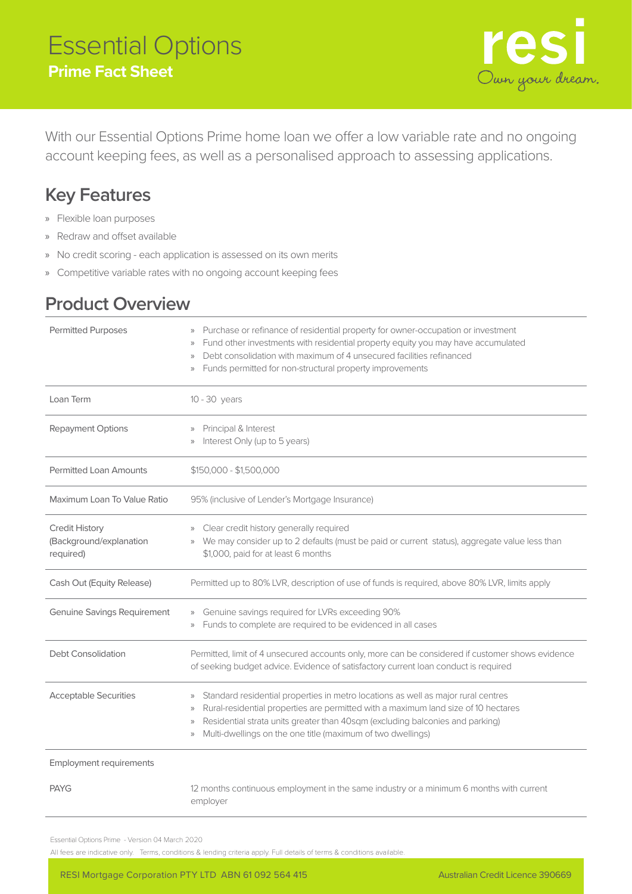# Essential Options

## Prime Fact Sheet

resi
Own your dream.

With our Essential Options Prime home loan we offer a low variable rate and no ongoing account keeping fees, as well as a personalised approach to assessing applications.

## Key Features

- Flexible loan purposes
- Redraw and offset available
- No credit scoring - each application is assessed on its own merits
- Competitive variable rates with no ongoing account keeping fees

## Product Overview

| | |
|---|---|
| Permitted Purposes | » Purchase or refinance of residential property for owner-occupation or investment<br>» Fund other investments with residential property equity you may have accumulated<br>» Debt consolidation with maximum of 4 unsecured facilities refinanced<br>» Funds permitted for non-structural property improvements |
| Loan Term | 10 - 30 years |
| Repayment Options | » Principal & Interest<br>» Interest Only (up to 5 years) |
| Permitted Loan Amounts | $150,000 - $1,500,000 |
| Maximum Loan To Value Ratio | 95% (inclusive of Lender's Mortgage Insurance) |
| Credit History (Background/explanation required) | » Clear credit history generally required<br>» We may consider up to 2 defaults (must be paid or current status), aggregate value less than $1,000, paid for at least 6 months |
| Cash Out (Equity Release) | Permitted up to 80% LVR, description of use of funds is required, above 80% LVR, limits apply |
| Genuine Savings Requirement | » Genuine savings required for LVRs exceeding 90%<br>» Funds to complete are required to be evidenced in all cases |
| Debt Consolidation | Permitted, limit of 4 unsecured accounts only, more can be considered if customer shows evidence of seeking budget advice. Evidence of satisfactory current loan conduct is required |
| Acceptable Securities | » Standard residential properties in metro locations as well as major rural centres<br>» Rural-residential properties are permitted with a maximum land size of 10 hectares<br>» Residential strata units greater than 40sqm (excluding balconies and parking)<br>» Multi-dwellings on the one title (maximum of two dwellings) |
| Employment requirements | |
| PAYG | 12 months continuous employment in the same industry or a minimum 6 months with current employer |

Essential Options Prime - Version 04 March 2020

All fees are indicative only. Terms, conditions & lending criteria apply. Full details of terms & conditions available.

RESI Mortgage Corporation PTY LTD ABN 61 092 564 415 — Australian Credit Licence 390669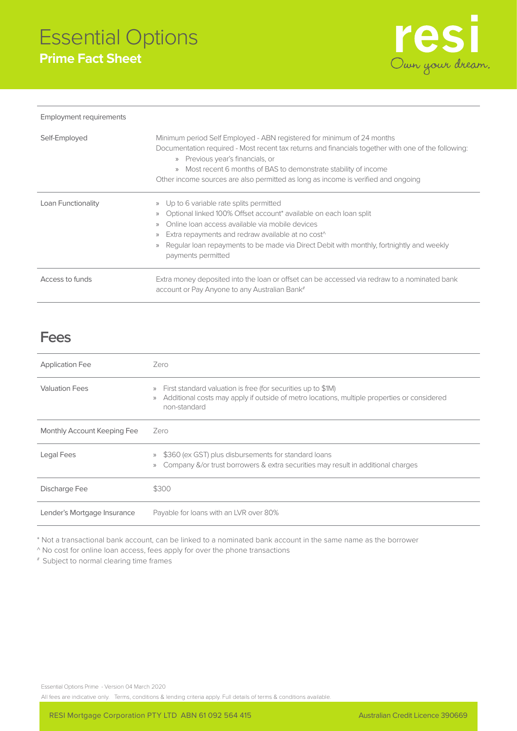# Essential Options

**Prime Fact Sheet**

resi
Own your dream.

| | |
|---|---|
| Employment requirements | |
| Self-Employed | Minimum period Self Employed - ABN registered for minimum of 24 months<br>Documentation required - Most recent tax returns and financials together with one of the following:<br>» Previous year's financials, or<br>» Most recent 6 months of BAS to demonstrate stability of income<br>Other income sources are also permitted as long as income is verified and ongoing |
| Loan Functionality | » Up to 6 variable rate splits permitted<br>» Optional linked 100% Offset account* available on each loan split<br>» Online loan access available via mobile devices<br>» Extra repayments and redraw available at no cost^<br>» Regular loan repayments to be made via Direct Debit with monthly, fortnightly and weekly payments permitted |
| Access to funds | Extra money deposited into the loan or offset can be accessed via redraw to a nominated bank account or Pay Anyone to any Australian Bank# |

## Fees

| | |
|---|---|
| Application Fee | Zero |
| Valuation Fees | » First standard valuation is free (for securities up to $1M)<br>» Additional costs may apply if outside of metro locations, multiple properties or considered non-standard |
| Monthly Account Keeping Fee | Zero |
| Legal Fees | » $360 (ex GST) plus disbursements for standard loans<br>» Company &/or trust borrowers & extra securities may result in additional charges |
| Discharge Fee | $300 |
| Lender's Mortgage Insurance | Payable for loans with an LVR over 80% |

* Not a transactional bank account, can be linked to a nominated bank account in the same name as the borrower

^ No cost for online loan access, fees apply for over the phone transactions

# Subject to normal clearing time frames

Essential Options Prime - Version 04 March 2020

All fees are indicative only. Terms, conditions & lending criteria apply. Full details of terms & conditions available.

RESI Mortgage Corporation PTY LTD ABN 61 092 564 415 Australian Credit Licence 390669